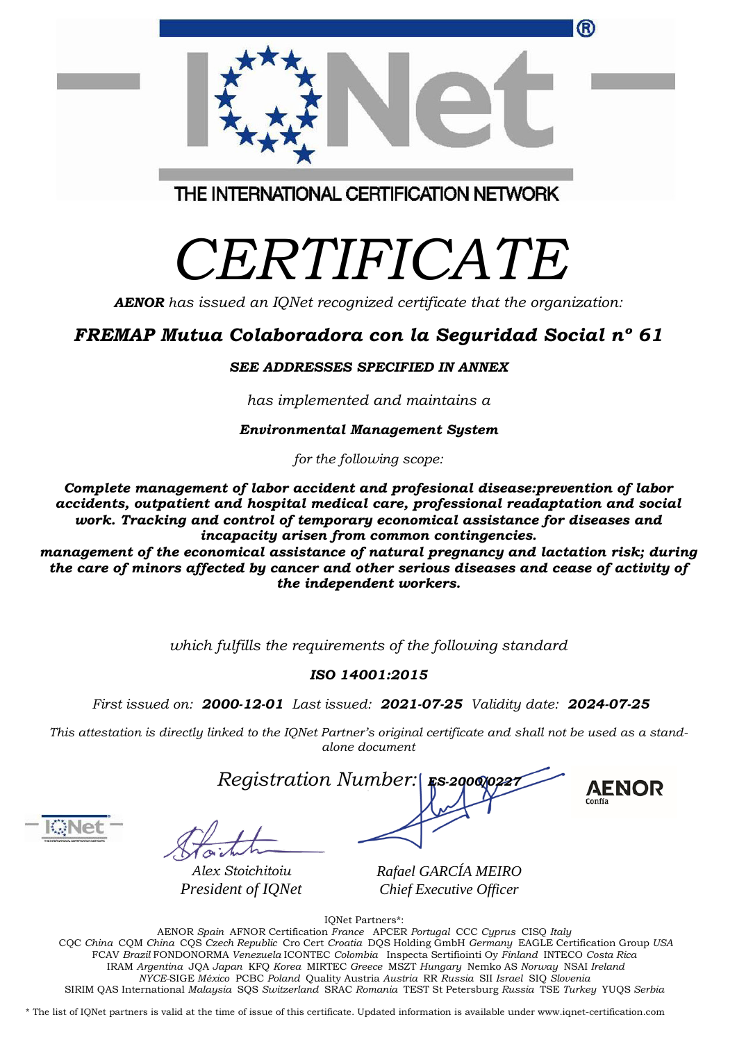THE INTERNATIONAL CERTIFICATION NETWORK

# *CERTIFICATE*

***AENOR*** *has issued an IQNet recognized certificate that the organization:*

## ***FREMAP Mutua Colaboradora con la Seguridad Social nº 61***

***SEE ADDRESSES SPECIFIED IN ANNEX***

*has implemented and maintains a*

***Environmental Management System***

*for the following scope:*

***Complete management of labor accident and profesional disease:prevention of labor accidents, outpatient and hospital medical care, professional readaptation and social work. Tracking and control of temporary economical assistance for diseases and incapacity arisen from common contingencies.***
***management of the economical assistance of natural pregnancy and lactation risk; during the care of minors affected by cancer and other serious diseases and cease of activity of the independent workers.***

*which fulfills the requirements of the following standard*

***ISO 14001:2015***

*First issued on:* ***2000-12-01*** *Last issued:* ***2021-07-25*** *Validity date:* ***2024-07-25***

*This attestation is directly linked to the IQNet Partner's original certificate and shall not be used as a stand-alone document*

*Registration Number:* ***ES-2000/0227***

AENOR Confía

*Alex Stoichitoiu*
*President of IQNet*

*Rafael GARCÍA MEIRO*
*Chief Executive Officer*

IQNet Partners*:
AENOR *Spain* AFNOR Certification *France* APCER *Portugal* CCC *Cyprus* CISQ *Italy*
CQC *China* CQM *China* CQS *Czech Republic* Cro Cert *Croatia* DQS Holding GmbH *Germany* EAGLE Certification Group *USA*
FCAV *Brazil* FONDONORMA *Venezuela* ICONTEC *Colombia* Inspecta Sertifiointi Oy *Finland* INTECO *Costa Rica*
IRAM *Argentina* JQA *Japan* KFQ *Korea* MIRTEC *Greece* MSZT *Hungary* Nemko AS *Norway* NSAI *Ireland*
*NYCE*-SIGE *México* PCBC *Poland* Quality Austria *Austria* RR *Russia* SII *Israel* SIQ *Slovenia*
SIRIM QAS International *Malaysia* SQS *Switzerland* SRAC *Romania* TEST St Petersburg *Russia* TSE *Turkey* YUQS *Serbia*

* The list of IQNet partners is valid at the time of issue of this certificate. Updated information is available under www.iqnet-certification.com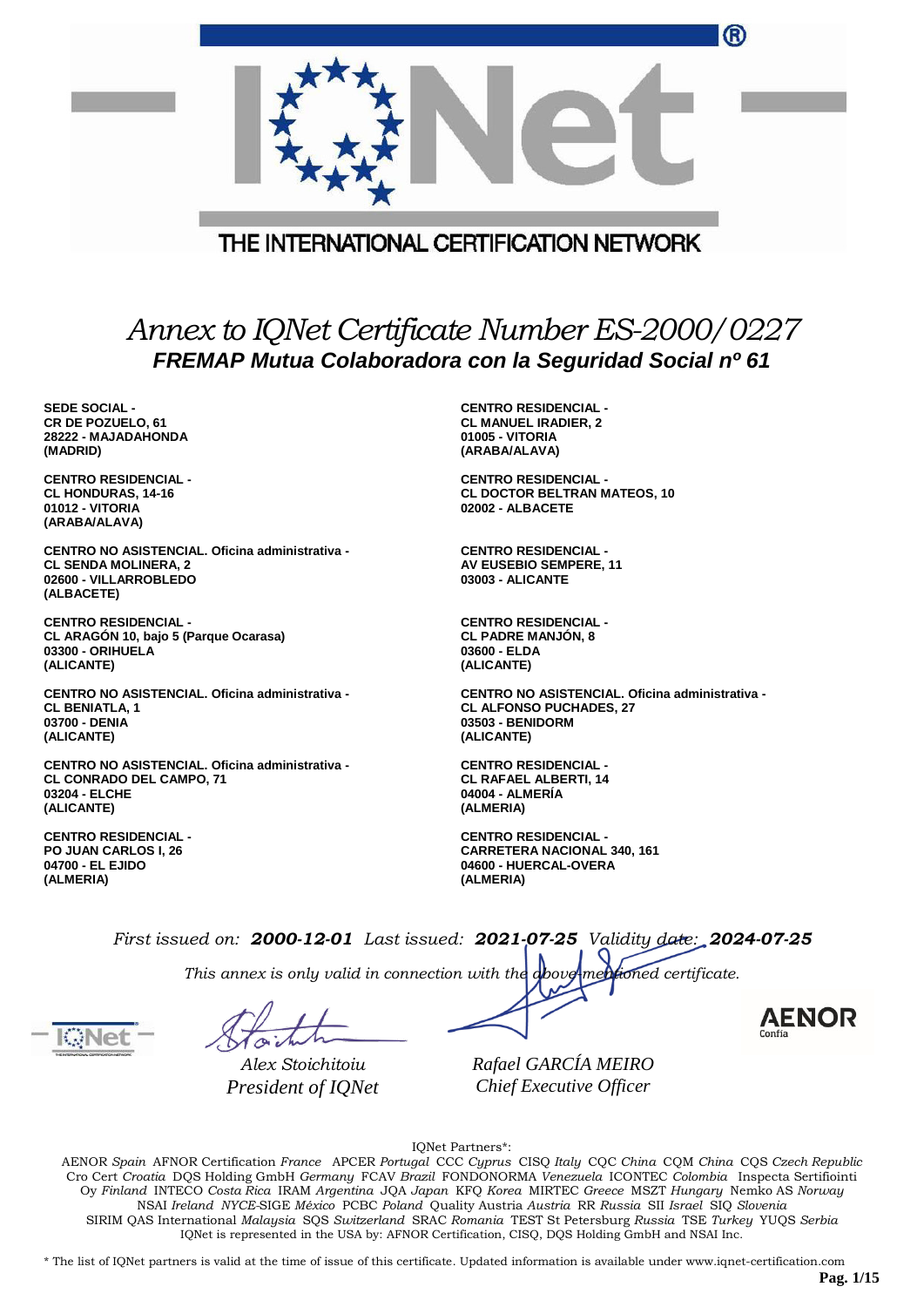THE INTERNATIONAL CERTIFICATION NETWORK

# *Annex to IQNet Certificate Number ES-2000/0227*

## *FREMAP Mutua Colaboradora con la Seguridad Social nº 61*

**SEDE SOCIAL -**
**CR DE POZUELO, 61**
**28222 - MAJADAHONDA**
**(MADRID)**

**CENTRO RESIDENCIAL -**
**CL MANUEL IRADIER, 2**
**01005 - VITORIA**
**(ARABA/ALAVA)**

**CENTRO RESIDENCIAL -**
**CL HONDURAS, 14-16**
**01012 - VITORIA**
**(ARABA/ALAVA)**

**CENTRO RESIDENCIAL -**
**CL DOCTOR BELTRAN MATEOS, 10**
**02002 - ALBACETE**

**CENTRO NO ASISTENCIAL. Oficina administrativa -**
**CL SENDA MOLINERA, 2**
**02600 - VILLARROBLEDO**
**(ALBACETE)**

**CENTRO RESIDENCIAL -**
**AV EUSEBIO SEMPERE, 11**
**03003 - ALICANTE**

**CENTRO RESIDENCIAL -**
**CL ARAGÓN 10, bajo 5 (Parque Ocarasa)**
**03300 - ORIHUELA**
**(ALICANTE)**

**CENTRO RESIDENCIAL -**
**CL PADRE MANJÓN, 8**
**03600 - ELDA**
**(ALICANTE)**

**CENTRO NO ASISTENCIAL. Oficina administrativa -**
**CL BENIATLA, 1**
**03700 - DENIA**
**(ALICANTE)**

**CENTRO NO ASISTENCIAL. Oficina administrativa -**
**CL ALFONSO PUCHADES, 27**
**03503 - BENIDORM**
**(ALICANTE)**

**CENTRO NO ASISTENCIAL. Oficina administrativa -**
**CL CONRADO DEL CAMPO, 71**
**03204 - ELCHE**
**(ALICANTE)**

**CENTRO RESIDENCIAL -**
**CL RAFAEL ALBERTI, 14**
**04004 - ALMERÍA**
**(ALMERIA)**

**CENTRO RESIDENCIAL -**
**PO JUAN CARLOS I, 26**
**04700 - EL EJIDO**
**(ALMERIA)**

**CENTRO RESIDENCIAL -**
**CARRETERA NACIONAL 340, 161**
**04600 - HUERCAL-OVERA**
**(ALMERIA)**

*First issued on:* ***2000-12-01*** *Last issued:* ***2021-07-25*** *Validity date:* ***2024-07-25***

*This annex is only valid in connection with the above-mentioned certificate.*

*Alex Stoichitoiu*
*President of IQNet*

*Rafael GARCÍA MEIRO*
*Chief Executive Officer*

AENOR Confía

IQNet Partners*:

AENOR *Spain* AFNOR Certification *France* APCER *Portugal* CCC *Cyprus* CISQ *Italy* CQC *China* CQM *China* CQS *Czech Republic* Cro Cert *Croatia* DQS Holding GmbH *Germany* FCAV *Brazil* FONDONORMA *Venezuela* ICONTEC *Colombia* Inspecta Sertifiointi Oy *Finland* INTECO *Costa Rica* IRAM *Argentina* JQA *Japan* KFQ *Korea* MIRTEC *Greece* MSZT *Hungary* Nemko AS *Norway* NSAI *Ireland* *NYCE*-SIGE *México* PCBC *Poland* Quality Austria *Austria* RR *Russia* SII *Israel* SIQ *Slovenia* SIRIM QAS International *Malaysia* SQS *Switzerland* SRAC *Romania* TEST St Petersburg *Russia* TSE *Turkey* YUQS *Serbia*
IQNet is represented in the USA by: AFNOR Certification, CISQ, DQS Holding GmbH and NSAI Inc.

\* The list of IQNet partners is valid at the time of issue of this certificate. Updated information is available under www.iqnet-certification.com

**Pag. 1/15**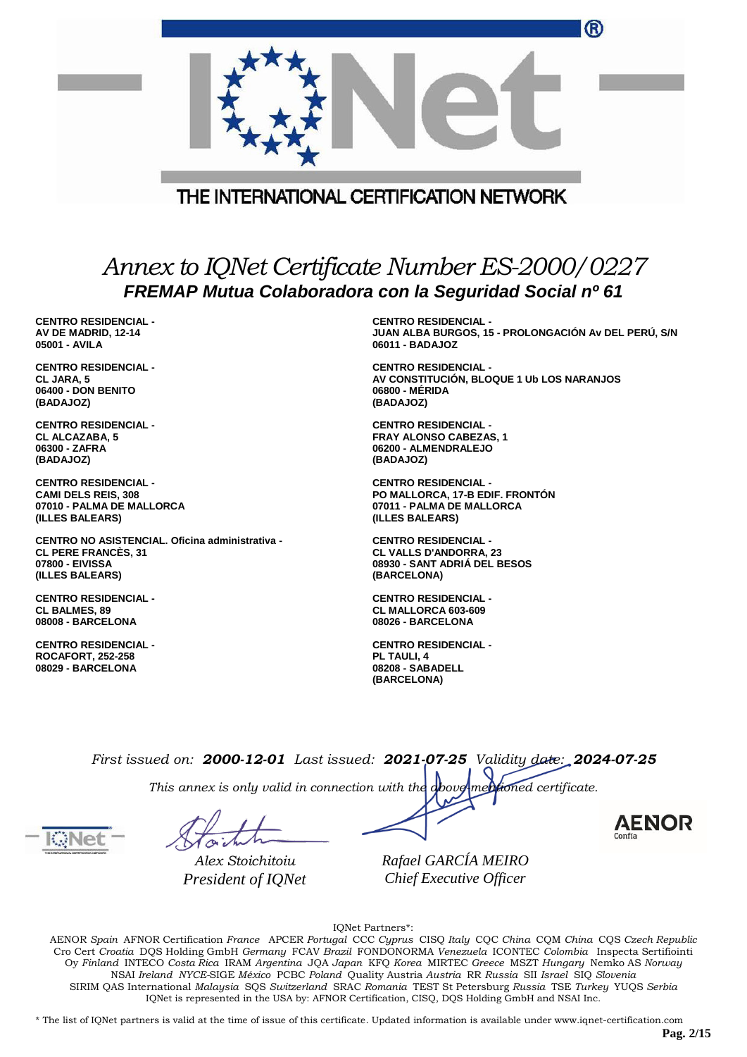THE INTERNATIONAL CERTIFICATION NETWORK

# *Annex to IQNet Certificate Number ES-2000/0227*

## *FREMAP Mutua Colaboradora con la Seguridad Social nº 61*

**CENTRO RESIDENCIAL -**
**AV DE MADRID, 12-14**
**05001 - AVILA**

**CENTRO RESIDENCIAL -**
**CL JARA, 5**
**06400 - DON BENITO**
**(BADAJOZ)**

**CENTRO RESIDENCIAL -**
**CL ALCAZABA, 5**
**06300 - ZAFRA**
**(BADAJOZ)**

**CENTRO RESIDENCIAL -**
**CAMI DELS REIS, 308**
**07010 - PALMA DE MALLORCA**
**(ILLES BALEARS)**

**CENTRO NO ASISTENCIAL. Oficina administrativa -**
**CL PERE FRANCÈS, 31**
**07800 - EIVISSA**
**(ILLES BALEARS)**

**CENTRO RESIDENCIAL -**
**CL BALMES, 89**
**08008 - BARCELONA**

**CENTRO RESIDENCIAL -**
**ROCAFORT, 252-258**
**08029 - BARCELONA**

**CENTRO RESIDENCIAL -**
**JUAN ALBA BURGOS, 15 - PROLONGACIÓN Av DEL PERÚ, S/N**
**06011 - BADAJOZ**

**CENTRO RESIDENCIAL -**
**AV CONSTITUCIÓN, BLOQUE 1 Ub LOS NARANJOS**
**06800 - MÉRIDA**
**(BADAJOZ)**

**CENTRO RESIDENCIAL -**
**FRAY ALONSO CABEZAS, 1**
**06200 - ALMENDRALEJO**
**(BADAJOZ)**

**CENTRO RESIDENCIAL -**
**PO MALLORCA, 17-B EDIF. FRONTÓN**
**07011 - PALMA DE MALLORCA**
**(ILLES BALEARS)**

**CENTRO RESIDENCIAL -**
**CL VALLS D'ANDORRA, 23**
**08930 - SANT ADRIÁ DEL BESOS**
**(BARCELONA)**

**CENTRO RESIDENCIAL -**
**CL MALLORCA 603-609**
**08026 - BARCELONA**

**CENTRO RESIDENCIAL -**
**PL TAULI, 4**
**08208 - SABADELL**
**(BARCELONA)**

*First issued on:* ***2000-12-01*** *Last issued:* ***2021-07-25*** *Validity date:* ***2024-07-25***

*This annex is only valid in connection with the above-mentioned certificate.*

*Alex Stoichitoiu*
*President of IQNet*

*Rafael GARCÍA MEIRO*
*Chief Executive Officer*

AENOR Confía

IQNet Partners*:

AENOR *Spain* AFNOR Certification *France* APCER *Portugal* CCC *Cyprus* CISQ *Italy* CQC *China* CQM *China* CQS *Czech Republic* Cro Cert *Croatia* DQS Holding GmbH *Germany* FCAV *Brazil* FONDONORMA *Venezuela* ICONTEC *Colombia* Inspecta Sertifiointi Oy *Finland* INTECO *Costa Rica* IRAM *Argentina* JQA *Japan* KFQ *Korea* MIRTEC *Greece* MSZT *Hungary* Nemko AS *Norway* NSAI *Ireland* *NYCE*-SIGE *México* PCBC *Poland* Quality Austria *Austria* RR *Russia* SII *Israel* SIQ *Slovenia* SIRIM QAS International *Malaysia* SQS *Switzerland* SRAC *Romania* TEST St Petersburg *Russia* TSE *Turkey* YUQS *Serbia*
IQNet is represented in the USA by: AFNOR Certification, CISQ, DQS Holding GmbH and NSAI Inc.

\* The list of IQNet partners is valid at the time of issue of this certificate. Updated information is available under www.iqnet-certification.com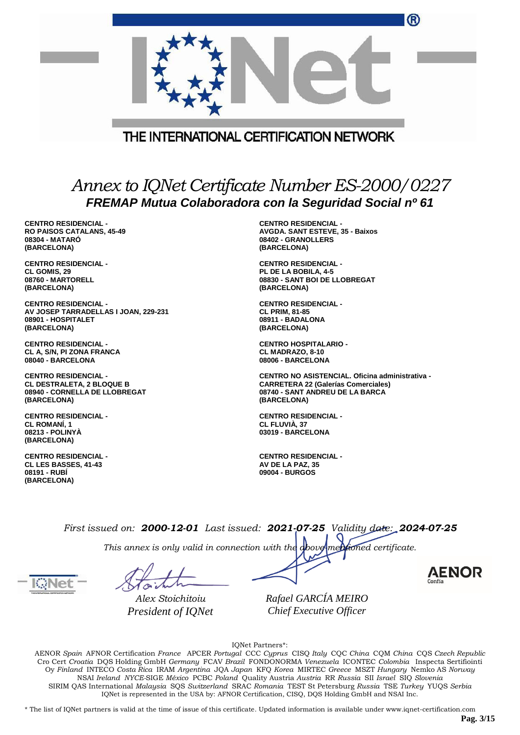THE INTERNATIONAL CERTIFICATION NETWORK

# *Annex to IQNet Certificate Number ES-2000/0227*

## *FREMAP Mutua Colaboradora con la Seguridad Social nº 61*

**CENTRO RESIDENCIAL -**
**RO PAISOS CATALANS, 45-49**
**08304 - MATARÓ**
**(BARCELONA)**

**CENTRO RESIDENCIAL -**
**CL GOMIS, 29**
**08760 - MARTORELL**
**(BARCELONA)**

**CENTRO RESIDENCIAL -**
**AV JOSEP TARRADELLAS I JOAN, 229-231**
**08901 - HOSPITALET**
**(BARCELONA)**

**CENTRO RESIDENCIAL -**
**CL A, S/N, PI ZONA FRANCA**
**08040 - BARCELONA**

**CENTRO RESIDENCIAL -**
**CL DESTRALETA, 2 BLOQUE B**
**08940 - CORNELLA DE LLOBREGAT**
**(BARCELONA)**

**CENTRO RESIDENCIAL -**
**CL ROMANÍ, 1**
**08213 - POLINYÀ**
**(BARCELONA)**

**CENTRO RESIDENCIAL -**
**CL LES BASSES, 41-43**
**08191 - RUBÍ**
**(BARCELONA)**

**CENTRO RESIDENCIAL -**
**AVGDA. SANT ESTEVE, 35 - Baixos**
**08402 - GRANOLLERS**
**(BARCELONA)**

**CENTRO RESIDENCIAL -**
**PL DE LA BOBILA, 4-5**
**08830 - SANT BOI DE LLOBREGAT**
**(BARCELONA)**

**CENTRO RESIDENCIAL -**
**CL PRIM, 81-85**
**08911 - BADALONA**
**(BARCELONA)**

**CENTRO HOSPITALARIO -**
**CL MADRAZO, 8-10**
**08006 - BARCELONA**

**CENTRO NO ASISTENCIAL. Oficina administrativa -**
**CARRETERA 22 (Galerías Comerciales)**
**08740 - SANT ANDREU DE LA BARCA**
**(BARCELONA)**

**CENTRO RESIDENCIAL -**
**CL FLUVIÀ, 37**
**03019 - BARCELONA**

**CENTRO RESIDENCIAL -**
**AV DE LA PAZ, 35**
**09004 - BURGOS**

*First issued on:* ***2000-12-01*** *Last issued:* ***2021-07-25*** *Validity date:* ***2024-07-25***

*This annex is only valid in connection with the above-mentioned certificate.*

*Alex Stoichitoiu*
*President of IQNet*

*Rafael GARCÍA MEIRO*
*Chief Executive Officer*

AENOR Confía

IQNet Partners*:

AENOR *Spain* AFNOR Certification *France* APCER *Portugal* CCC *Cyprus* CISQ *Italy* CQC *China* CQM *China* CQS *Czech Republic* Cro Cert *Croatia* DQS Holding GmbH *Germany* FCAV *Brazil* FONDONORMA *Venezuela* ICONTEC *Colombia* Inspecta Sertifiointi Oy *Finland* INTECO *Costa Rica* IRAM *Argentina* JQA *Japan* KFQ *Korea* MIRTEC *Greece* MSZT *Hungary* Nemko AS *Norway* NSAI *Ireland* *NYCE*-SIGE *México* PCBC *Poland* Quality Austria *Austria* RR *Russia* SII *Israel* SIQ *Slovenia* SIRIM QAS International *Malaysia* SQS *Switzerland* SRAC *Romania* TEST St Petersburg *Russia* TSE *Turkey* YUQS *Serbia* IQNet is represented in the USA by: AFNOR Certification, CISQ, DQS Holding GmbH and NSAI Inc.

\* The list of IQNet partners is valid at the time of issue of this certificate. Updated information is available under www.iqnet-certification.com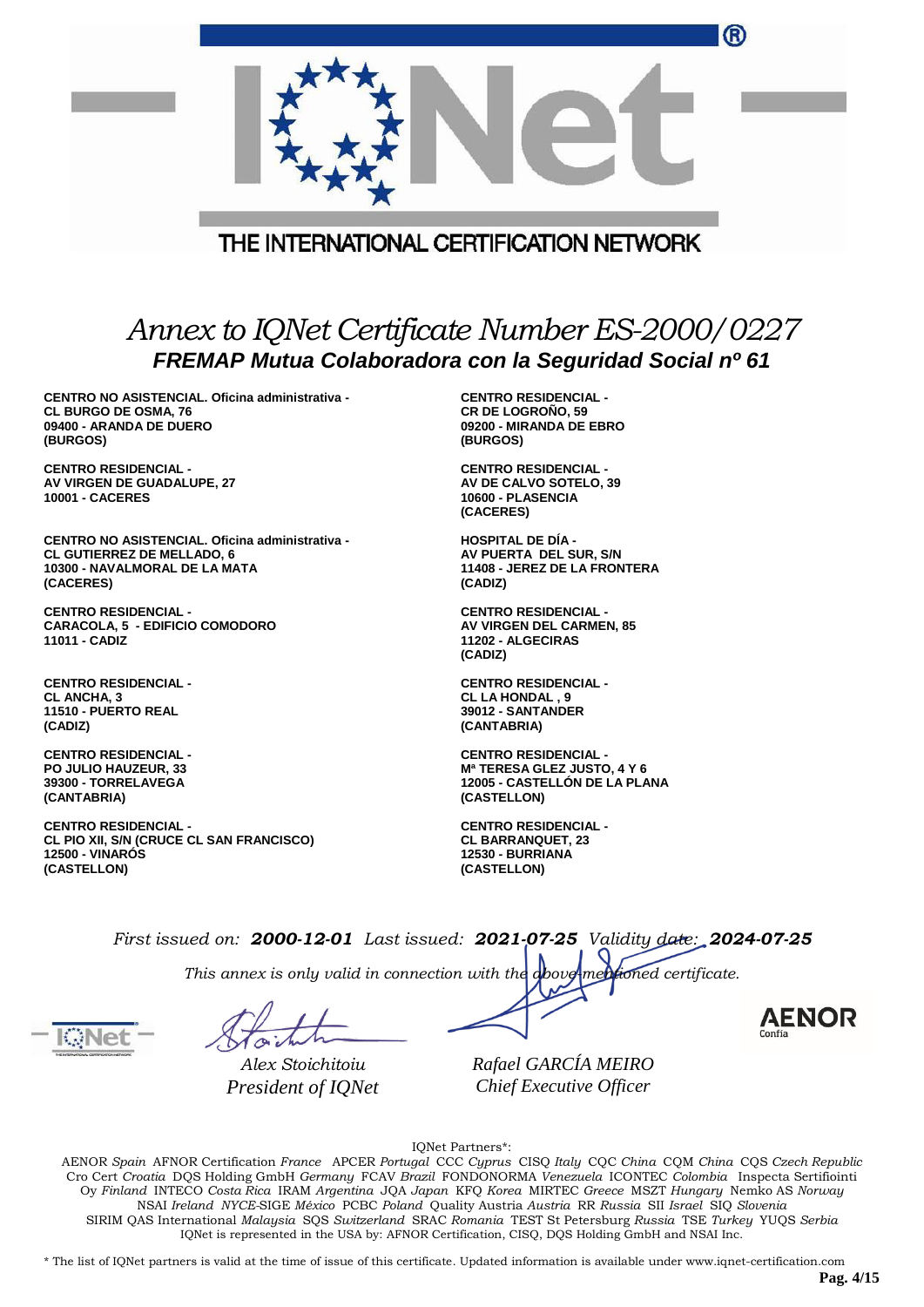THE INTERNATIONAL CERTIFICATION NETWORK

# *Annex to IQNet Certificate Number ES-2000/0227*

## *FREMAP Mutua Colaboradora con la Seguridad Social nº 61*

**CENTRO NO ASISTENCIAL. Oficina administrativa -**
**CL BURGO DE OSMA, 76**
**09400 - ARANDA DE DUERO**
**(BURGOS)**

**CENTRO RESIDENCIAL -**
**AV VIRGEN DE GUADALUPE, 27**
**10001 - CACERES**

**CENTRO NO ASISTENCIAL. Oficina administrativa -**
**CL GUTIERREZ DE MELLADO, 6**
**10300 - NAVALMORAL DE LA MATA**
**(CACERES)**

**CENTRO RESIDENCIAL -**
**CARACOLA, 5 - EDIFICIO COMODORO**
**11011 - CADIZ**

**CENTRO RESIDENCIAL -**
**CL ANCHA, 3**
**11510 - PUERTO REAL**
**(CADIZ)**

**CENTRO RESIDENCIAL -**
**PO JULIO HAUZEUR, 33**
**39300 - TORRELAVEGA**
**(CANTABRIA)**

**CENTRO RESIDENCIAL -**
**CL PIO XII, S/N (CRUCE CL SAN FRANCISCO)**
**12500 - VINARÓS**
**(CASTELLON)**

**CENTRO RESIDENCIAL -**
**CR DE LOGROÑO, 59**
**09200 - MIRANDA DE EBRO**
**(BURGOS)**

**CENTRO RESIDENCIAL -**
**AV DE CALVO SOTELO, 39**
**10600 - PLASENCIA**
**(CACERES)**

**HOSPITAL DE DÍA -**
**AV PUERTA DEL SUR, S/N**
**11408 - JEREZ DE LA FRONTERA**
**(CADIZ)**

**CENTRO RESIDENCIAL -**
**AV VIRGEN DEL CARMEN, 85**
**11202 - ALGECIRAS**
**(CADIZ)**

**CENTRO RESIDENCIAL -**
**CL LA HONDAL , 9**
**39012 - SANTANDER**
**(CANTABRIA)**

**CENTRO RESIDENCIAL -**
**Mª TERESA GLEZ JUSTO, 4 Y 6**
**12005 - CASTELLÓN DE LA PLANA**
**(CASTELLON)**

**CENTRO RESIDENCIAL -**
**CL BARRANQUET, 23**
**12530 - BURRIANA**
**(CASTELLON)**

*First issued on:* ***2000-12-01*** *Last issued:* ***2021-07-25*** *Validity date:* ***2024-07-25***

*This annex is only valid in connection with the above-mentioned certificate.*

*Alex Stoichitoiu*
*President of IQNet*

*Rafael GARCÍA MEIRO*
*Chief Executive Officer*

AENOR Confía

IQNet Partners*:

AENOR *Spain* AFNOR Certification *France* APCER *Portugal* CCC *Cyprus* CISQ *Italy* CQC *China* CQM *China* CQS *Czech Republic* Cro Cert *Croatia* DQS Holding GmbH *Germany* FCAV *Brazil* FONDONORMA *Venezuela* ICONTEC *Colombia* Inspecta Sertifiointi Oy *Finland* INTECO *Costa Rica* IRAM *Argentina* JQA *Japan* KFQ *Korea* MIRTEC *Greece* MSZT *Hungary* Nemko AS *Norway* NSAI *Ireland* *NYCE*-SIGE *México* PCBC *Poland* Quality Austria *Austria* RR *Russia* SII *Israel* SIQ *Slovenia* SIRIM QAS International *Malaysia* SQS *Switzerland* SRAC *Romania* TEST St Petersburg *Russia* TSE *Turkey* YUQS *Serbia*
IQNet is represented in the USA by: AFNOR Certification, CISQ, DQS Holding GmbH and NSAI Inc.

\* The list of IQNet partners is valid at the time of issue of this certificate. Updated information is available under www.iqnet-certification.com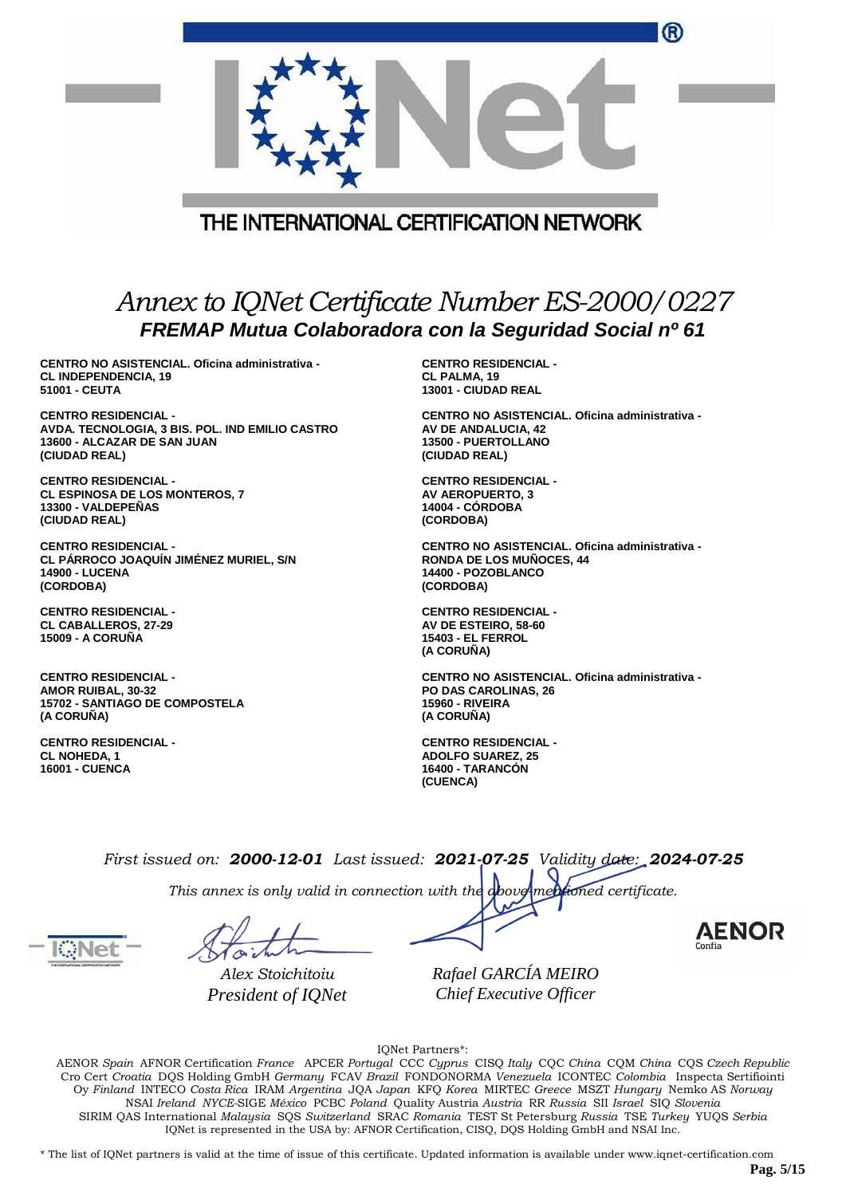THE INTERNATIONAL CERTIFICATION NETWORK

# *Annex to IQNet Certificate Number ES-2000/0227*

## *FREMAP Mutua Colaboradora con la Seguridad Social nº 61*

**CENTRO NO ASISTENCIAL. Oficina administrativa -**
**CL INDEPENDENCIA, 19**
**51001 - CEUTA**

**CENTRO RESIDENCIAL -**
**CL PALMA, 19**
**13001 - CIUDAD REAL**

**CENTRO RESIDENCIAL -**
**AVDA. TECNOLOGIA, 3 BIS. POL. IND EMILIO CASTRO**
**13600 - ALCAZAR DE SAN JUAN**
**(CIUDAD REAL)**

**CENTRO NO ASISTENCIAL. Oficina administrativa -**
**AV DE ANDALUCIA, 42**
**13500 - PUERTOLLANO**
**(CIUDAD REAL)**

**CENTRO RESIDENCIAL -**
**CL ESPINOSA DE LOS MONTEROS, 7**
**13300 - VALDEPEÑAS**
**(CIUDAD REAL)**

**CENTRO RESIDENCIAL -**
**AV AEROPUERTO, 3**
**14004 - CÓRDOBA**
**(CORDOBA)**

**CENTRO RESIDENCIAL -**
**CL PÁRROCO JOAQUÍN JIMÉNEZ MURIEL, S/N**
**14900 - LUCENA**
**(CORDOBA)**

**CENTRO NO ASISTENCIAL. Oficina administrativa -**
**RONDA DE LOS MUÑOCES, 44**
**14400 - POZOBLANCO**
**(CORDOBA)**

**CENTRO RESIDENCIAL -**
**CL CABALLEROS, 27-29**
**15009 - A CORUÑA**

**CENTRO RESIDENCIAL -**
**AV DE ESTEIRO, 58-60**
**15403 - EL FERROL**
**(A CORUÑA)**

**CENTRO RESIDENCIAL -**
**AMOR RUIBAL, 30-32**
**15702 - SANTIAGO DE COMPOSTELA**
**(A CORUÑA)**

**CENTRO NO ASISTENCIAL. Oficina administrativa -**
**PO DAS CAROLINAS, 26**
**15960 - RIVEIRA**
**(A CORUÑA)**

**CENTRO RESIDENCIAL -**
**CL NOHEDA, 1**
**16001 - CUENCA**

**CENTRO RESIDENCIAL -**
**ADOLFO SUAREZ, 25**
**16400 - TARANCÓN**
**(CUENCA)**

*First issued on:* ***2000-12-01*** *Last issued:* ***2021-07-25*** *Validity date:* ***2024-07-25***

*This annex is only valid in connection with the above-mentioned certificate.*

*Alex Stoichitoiu*
*President of IQNet*

*Rafael GARCÍA MEIRO*
*Chief Executive Officer*

IQNet Partners*:

AENOR *Spain* AFNOR Certification *France* APCER *Portugal* CCC *Cyprus* CISQ *Italy* CQC *China* CQM *China* CQS *Czech Republic* Cro Cert *Croatia* DQS Holding GmbH *Germany* FCAV *Brazil* FONDONORMA *Venezuela* ICONTEC *Colombia* Inspecta Sertifiointi Oy *Finland* INTECO *Costa Rica* IRAM *Argentina* JQA *Japan* KFQ *Korea* MIRTEC *Greece* MSZT *Hungary* Nemko AS *Norway* NSAI *Ireland* *NYCE*-SIGE *México* PCBC *Poland* Quality Austria *Austria* RR *Russia* SII *Israel* SIQ *Slovenia* SIRIM QAS International *Malaysia* SQS *Switzerland* SRAC *Romania* TEST St Petersburg *Russia* TSE *Turkey* YUQS *Serbia* IQNet is represented in the USA by: AFNOR Certification, CISQ, DQS Holding GmbH and NSAI Inc.

* The list of IQNet partners is valid at the time of issue of this certificate. Updated information is available under www.iqnet-certification.com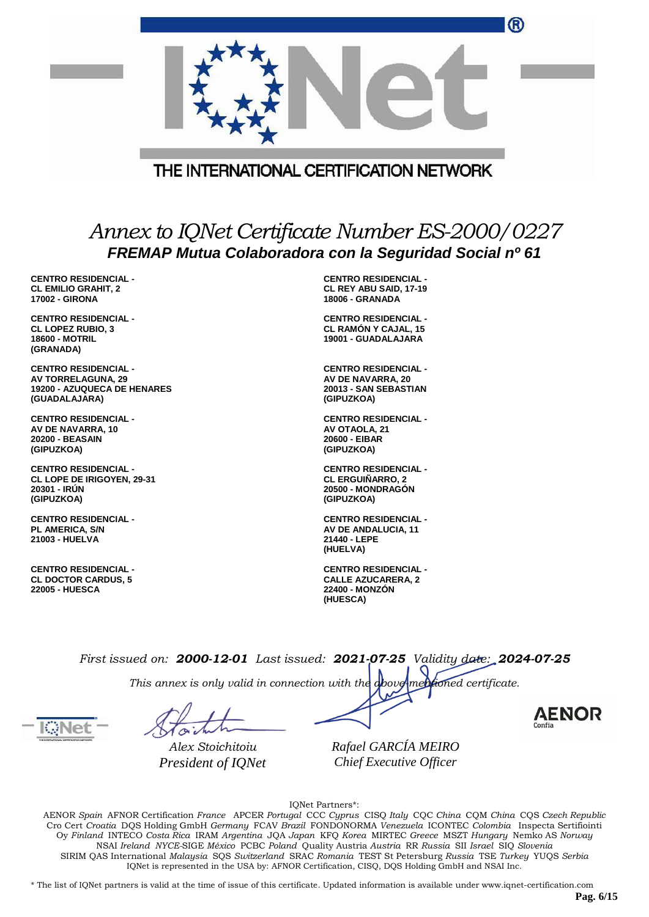THE INTERNATIONAL CERTIFICATION NETWORK

# *Annex to IQNet Certificate Number ES-2000/0227*

## *FREMAP Mutua Colaboradora con la Seguridad Social nº 61*

**CENTRO RESIDENCIAL -**
**CL EMILIO GRAHIT, 2**
**17002 - GIRONA**

**CENTRO RESIDENCIAL -**
**CL REY ABU SAID, 17-19**
**18006 - GRANADA**

**CENTRO RESIDENCIAL -**
**CL LOPEZ RUBIO, 3**
**18600 - MOTRIL**
**(GRANADA)**

**CENTRO RESIDENCIAL -**
**CL RAMÓN Y CAJAL, 15**
**19001 - GUADALAJARA**

**CENTRO RESIDENCIAL -**
**AV TORRELAGUNA, 29**
**19200 - AZUQUECA DE HENARES**
**(GUADALAJARA)**

**CENTRO RESIDENCIAL -**
**AV DE NAVARRA, 20**
**20013 - SAN SEBASTIAN**
**(GIPUZKOA)**

**CENTRO RESIDENCIAL -**
**AV DE NAVARRA, 10**
**20200 - BEASAIN**
**(GIPUZKOA)**

**CENTRO RESIDENCIAL -**
**AV OTAOLA, 21**
**20600 - EIBAR**
**(GIPUZKOA)**

**CENTRO RESIDENCIAL -**
**CL LOPE DE IRIGOYEN, 29-31**
**20301 - IRÚN**
**(GIPUZKOA)**

**CENTRO RESIDENCIAL -**
**CL ERGUIÑARRO, 2**
**20500 - MONDRAGÓN**
**(GIPUZKOA)**

**CENTRO RESIDENCIAL -**
**PL AMERICA, S/N**
**21003 - HUELVA**

**CENTRO RESIDENCIAL -**
**AV DE ANDALUCIA, 11**
**21440 - LEPE**
**(HUELVA)**

**CENTRO RESIDENCIAL -**
**CL DOCTOR CARDUS, 5**
**22005 - HUESCA**

**CENTRO RESIDENCIAL -**
**CALLE AZUCARERA, 2**
**22400 - MONZÓN**
**(HUESCA)**

*First issued on:* ***2000-12-01*** *Last issued:* ***2021-07-25*** *Validity date:* ***2024-07-25***

*This annex is only valid in connection with the above-mentioned certificate.*

*Alex Stoichitoiu*
*President of IQNet*

*Rafael GARCÍA MEIRO*
*Chief Executive Officer*

IQNet Partners*:

AENOR *Spain* AFNOR Certification *France* APCER *Portugal* CCC *Cyprus* CISQ *Italy* CQC *China* CQM *China* CQS *Czech Republic* Cro Cert *Croatia* DQS Holding GmbH *Germany* FCAV *Brazil* FONDONORMA *Venezuela* ICONTEC *Colombia* Inspecta Sertifiointi Oy *Finland* INTECO *Costa Rica* IRAM *Argentina* JQA *Japan* KFQ *Korea* MIRTEC *Greece* MSZT *Hungary* Nemko AS *Norway* NSAI *Ireland* *NYCE*-SIGE *México* PCBC *Poland* Quality Austria *Austria* RR *Russia* SII *Israel* SIQ *Slovenia* SIRIM QAS International *Malaysia* SQS *Switzerland* SRAC *Romania* TEST St Petersburg *Russia* TSE *Turkey* YUQS *Serbia*
IQNet is represented in the USA by: AFNOR Certification, CISQ, DQS Holding GmbH and NSAI Inc.

\* The list of IQNet partners is valid at the time of issue of this certificate. Updated information is available under www.iqnet-certification.com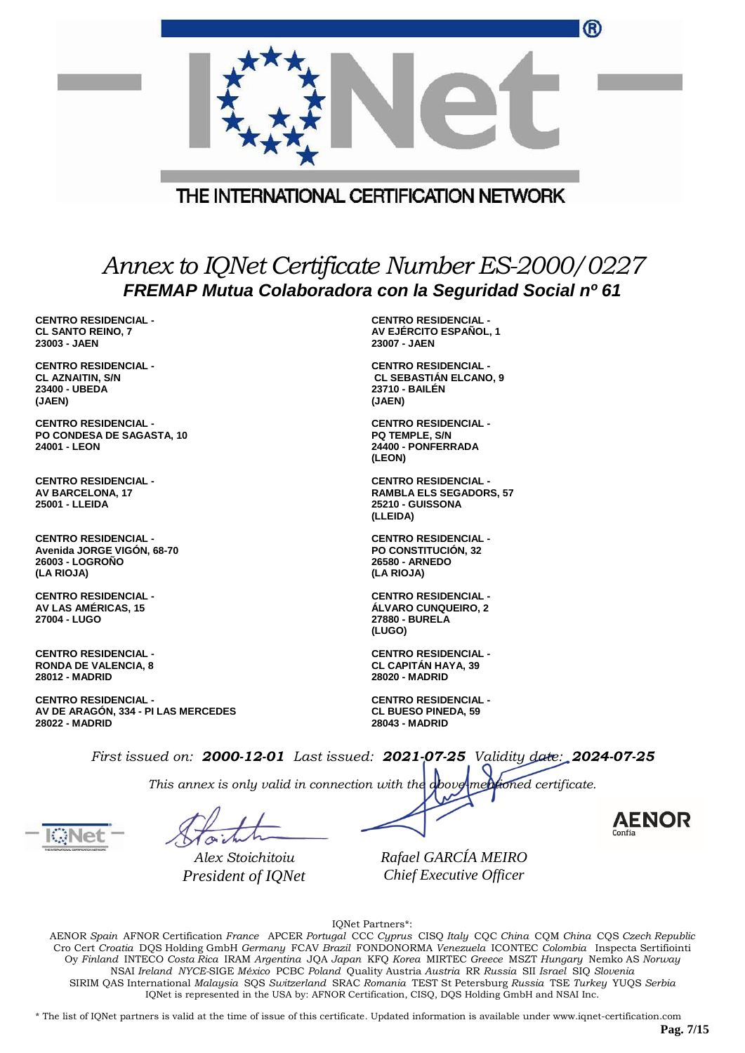THE INTERNATIONAL CERTIFICATION NETWORK

# *Annex to IQNet Certificate Number ES-2000/0227*

## ***FREMAP Mutua Colaboradora con la Seguridad Social nº 61***

**CENTRO RESIDENCIAL -**
**CL SANTO REINO, 7**
**23003 - JAEN**

**CENTRO RESIDENCIAL -**
**AV EJÉRCITO ESPAÑOL, 1**
**23007 - JAEN**

**CENTRO RESIDENCIAL -**
**CL AZNAITIN, S/N**
**23400 - UBEDA**
**(JAEN)**

**CENTRO RESIDENCIAL -**
**CL SEBASTIÁN ELCANO, 9**
**23710 - BAILÉN**
**(JAEN)**

**CENTRO RESIDENCIAL -**
**PO CONDESA DE SAGASTA, 10**
**24001 - LEON**

**CENTRO RESIDENCIAL -**
**PQ TEMPLE, S/N**
**24400 - PONFERRADA**
**(LEON)**

**CENTRO RESIDENCIAL -**
**AV BARCELONA, 17**
**25001 - LLEIDA**

**CENTRO RESIDENCIAL -**
**RAMBLA ELS SEGADORS, 57**
**25210 - GUISSONA**
**(LLEIDA)**

**CENTRO RESIDENCIAL -**
**Avenida JORGE VIGÓN, 68-70**
**26003 - LOGROÑO**
**(LA RIOJA)**

**CENTRO RESIDENCIAL -**
**PO CONSTITUCIÓN, 32**
**26580 - ARNEDO**
**(LA RIOJA)**

**CENTRO RESIDENCIAL -**
**AV LAS AMÉRICAS, 15**
**27004 - LUGO**

**CENTRO RESIDENCIAL -**
**ÁLVARO CUNQUEIRO, 2**
**27880 - BURELA**
**(LUGO)**

**CENTRO RESIDENCIAL -**
**RONDA DE VALENCIA, 8**
**28012 - MADRID**

**CENTRO RESIDENCIAL -**
**CL CAPITÁN HAYA, 39**
**28020 - MADRID**

**CENTRO RESIDENCIAL -**
**AV DE ARAGÓN, 334 - PI LAS MERCEDES**
**28022 - MADRID**

**CENTRO RESIDENCIAL -**
**CL BUESO PINEDA, 59**
**28043 - MADRID**

*First issued on:* ***2000-12-01*** *Last issued:* ***2021-07-25*** *Validity date:* ***2024-07-25***

*This annex is only valid in connection with the above-mentioned certificate.*

*Alex Stoichitoiu*
*President of IQNet*

*Rafael GARCÍA MEIRO*
*Chief Executive Officer*

AENOR Confía

IQNet Partners*:

AENOR *Spain* AFNOR Certification *France* APCER *Portugal* CCC *Cyprus* CISQ *Italy* CQC *China* CQM *China* CQS *Czech Republic* Cro Cert *Croatia* DQS Holding GmbH *Germany* FCAV *Brazil* FONDONORMA *Venezuela* ICONTEC *Colombia* Inspecta Sertifiointi Oy *Finland* INTECO *Costa Rica* IRAM *Argentina* JQA *Japan* KFQ *Korea* MIRTEC *Greece* MSZT *Hungary* Nemko AS *Norway* NSAI *Ireland* *NYCE*-SIGE *México* PCBC *Poland* Quality Austria *Austria* RR *Russia* SII *Israel* SIQ *Slovenia* SIRIM QAS International *Malaysia* SQS *Switzerland* SRAC *Romania* TEST St Petersburg *Russia* TSE *Turkey* YUQS *Serbia*
IQNet is represented in the USA by: AFNOR Certification, CISQ, DQS Holding GmbH and NSAI Inc.

\* The list of IQNet partners is valid at the time of issue of this certificate. Updated information is available under www.iqnet-certification.com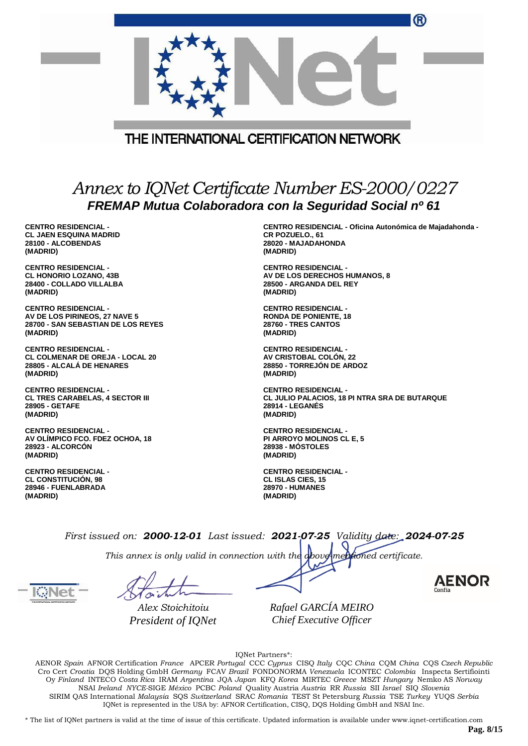THE INTERNATIONAL CERTIFICATION NETWORK

# *Annex to IQNet Certificate Number ES-2000/0227*

## *FREMAP Mutua Colaboradora con la Seguridad Social nº 61*

**CENTRO RESIDENCIAL -**
**CL JAEN ESQUINA MADRID**
**28100 - ALCOBENDAS**
**(MADRID)**

**CENTRO RESIDENCIAL -**
**CL HONORIO LOZANO, 43B**
**28400 - COLLADO VILLALBA**
**(MADRID)**

**CENTRO RESIDENCIAL -**
**AV DE LOS PIRINEOS, 27 NAVE 5**
**28700 - SAN SEBASTIAN DE LOS REYES**
**(MADRID)**

**CENTRO RESIDENCIAL -**
**CL COLMENAR DE OREJA - LOCAL 20**
**28805 - ALCALÁ DE HENARES**
**(MADRID)**

**CENTRO RESIDENCIAL -**
**CL TRES CARABELAS, 4 SECTOR III**
**28905 - GETAFE**
**(MADRID)**

**CENTRO RESIDENCIAL -**
**AV OLÍMPICO FCO. FDEZ OCHOA, 18**
**28923 - ALCORCÓN**
**(MADRID)**

**CENTRO RESIDENCIAL -**
**CL CONSTITUCIÓN, 98**
**28946 - FUENLABRADA**
**(MADRID)**

**CENTRO RESIDENCIAL - Oficina Autonómica de Majadahonda -**
**CR POZUELO., 61**
**28020 - MAJADAHONDA**
**(MADRID)**

**CENTRO RESIDENCIAL -**
**AV DE LOS DERECHOS HUMANOS, 8**
**28500 - ARGANDA DEL REY**
**(MADRID)**

**CENTRO RESIDENCIAL -**
**RONDA DE PONIENTE, 18**
**28760 - TRES CANTOS**
**(MADRID)**

**CENTRO RESIDENCIAL -**
**AV CRISTOBAL COLÓN, 22**
**28850 - TORREJÓN DE ARDOZ**
**(MADRID)**

**CENTRO RESIDENCIAL -**
**CL JULIO PALACIOS, 18 PI NTRA SRA DE BUTARQUE**
**28914 - LEGANÉS**
**(MADRID)**

**CENTRO RESIDENCIAL -**
**PI ARROYO MOLINOS CL E, 5**
**28938 - MÓSTOLES**
**(MADRID)**

**CENTRO RESIDENCIAL -**
**CL ISLAS CIES, 15**
**28970 - HUMANES**
**(MADRID)**

*First issued on:* ***2000-12-01*** *Last issued:* ***2021-07-25*** *Validity date:* ***2024-07-25***

*This annex is only valid in connection with the above-mentioned certificate.*

*Alex Stoichitoiu*
*President of IQNet*

*Rafael GARCÍA MEIRO*
*Chief Executive Officer*

AENOR Confía

IQNet Partners*:

AENOR *Spain* AFNOR Certification *France* APCER *Portugal* CCC *Cyprus* CISQ *Italy* CQC *China* CQM *China* CQS *Czech Republic* Cro Cert *Croatia* DQS Holding GmbH *Germany* FCAV *Brazil* FONDONORMA *Venezuela* ICONTEC *Colombia* Inspecta Sertifiointi Oy *Finland* INTECO *Costa Rica* IRAM *Argentina* JQA *Japan* KFQ *Korea* MIRTEC *Greece* MSZT *Hungary* Nemko AS *Norway* NSAI *Ireland* *NYCE*-SIGE *México* PCBC *Poland* Quality Austria *Austria* RR *Russia* SII *Israel* SIQ *Slovenia* SIRIM QAS International *Malaysia* SQS *Switzerland* SRAC *Romania* TEST St Petersburg *Russia* TSE *Turkey* YUQS *Serbia*
IQNet is represented in the USA by: AFNOR Certification, CISQ, DQS Holding GmbH and NSAI Inc.

* The list of IQNet partners is valid at the time of issue of this certificate. Updated information is available under www.iqnet-certification.com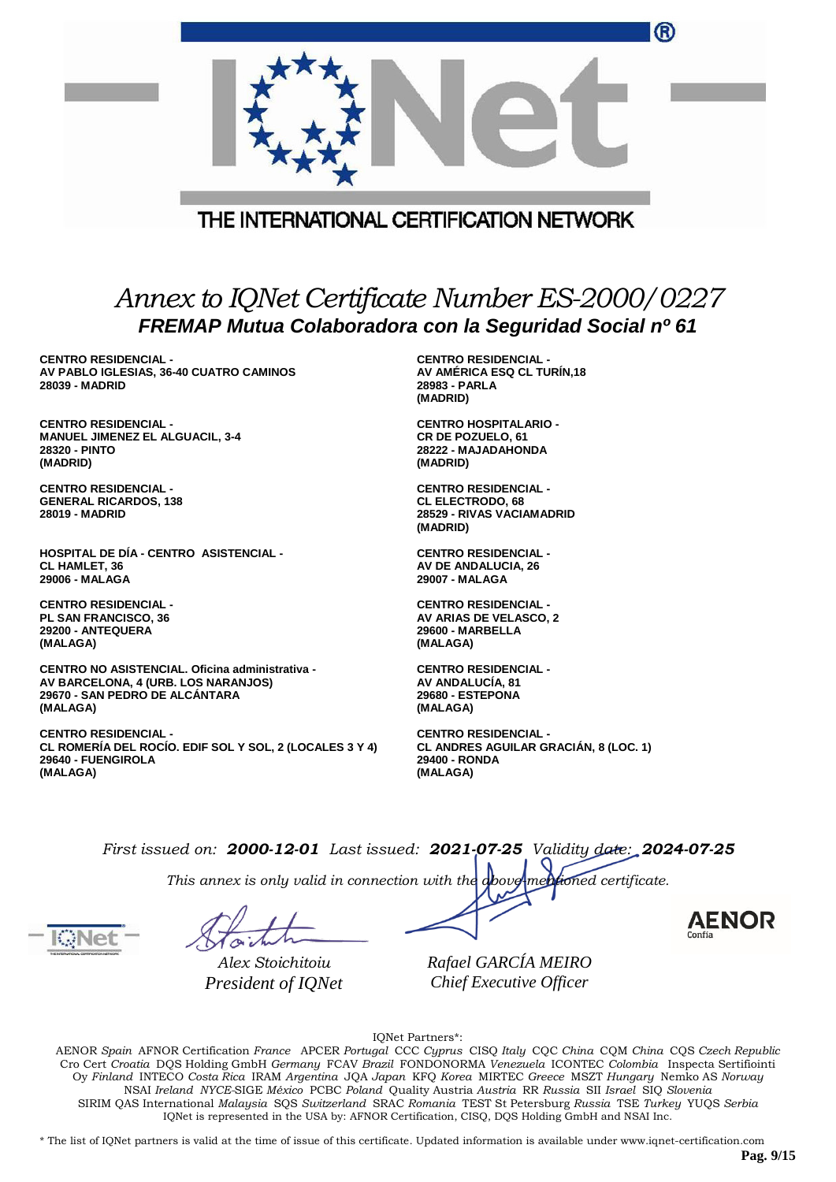THE INTERNATIONAL CERTIFICATION NETWORK

# *Annex to IQNet Certificate Number ES-2000/0227*

## *FREMAP Mutua Colaboradora con la Seguridad Social nº 61*

**CENTRO RESIDENCIAL -**
**AV PABLO IGLESIAS, 36-40 CUATRO CAMINOS**
**28039 - MADRID**

**CENTRO RESIDENCIAL -**
**MANUEL JIMENEZ EL ALGUACIL, 3-4**
**28320 - PINTO**
**(MADRID)**

**CENTRO RESIDENCIAL -**
**GENERAL RICARDOS, 138**
**28019 - MADRID**

**HOSPITAL DE DÍA - CENTRO ASISTENCIAL -**
**CL HAMLET, 36**
**29006 - MALAGA**

**CENTRO RESIDENCIAL -**
**PL SAN FRANCISCO, 36**
**29200 - ANTEQUERA**
**(MALAGA)**

**CENTRO NO ASISTENCIAL. Oficina administrativa -**
**AV BARCELONA, 4 (URB. LOS NARANJOS)**
**29670 - SAN PEDRO DE ALCÁNTARA**
**(MALAGA)**

**CENTRO RESIDENCIAL -**
**CL ROMERÍA DEL ROCÍO. EDIF SOL Y SOL, 2 (LOCALES 3 Y 4)**
**29640 - FUENGIROLA**
**(MALAGA)**

**CENTRO RESIDENCIAL -**
**AV AMÉRICA ESQ CL TURÍN,18**
**28983 - PARLA**
**(MADRID)**

**CENTRO HOSPITALARIO -**
**CR DE POZUELO, 61**
**28222 - MAJADAHONDA**
**(MADRID)**

**CENTRO RESIDENCIAL -**
**CL ELECTRODO, 68**
**28529 - RIVAS VACIAMADRID**
**(MADRID)**

**CENTRO RESIDENCIAL -**
**AV DE ANDALUCIA, 26**
**29007 - MALAGA**

**CENTRO RESIDENCIAL -**
**AV ARIAS DE VELASCO, 2**
**29600 - MARBELLA**
**(MALAGA)**

**CENTRO RESIDENCIAL -**
**AV ANDALUCÍA, 81**
**29680 - ESTEPONA**
**(MALAGA)**

**CENTRO RESIDENCIAL -**
**CL ANDRES AGUILAR GRACIÁN, 8 (LOC. 1)**
**29400 - RONDA**
**(MALAGA)**

*First issued on:* ***2000-12-01*** *Last issued:* ***2021-07-25*** *Validity date:* ***2024-07-25***

*This annex is only valid in connection with the above-mentioned certificate.*

*Alex Stoichitoiu*
*President of IQNet*

*Rafael GARCÍA MEIRO*
*Chief Executive Officer*

AENOR Confía

IQNet Partners*:

AENOR *Spain* AFNOR Certification *France* APCER *Portugal* CCC *Cyprus* CISQ *Italy* CQC *China* CQM *China* CQS *Czech Republic* Cro Cert *Croatia* DQS Holding GmbH *Germany* FCAV *Brazil* FONDONORMA *Venezuela* ICONTEC *Colombia* Inspecta Sertifiointi Oy *Finland* INTECO *Costa Rica* IRAM *Argentina* JQA *Japan* KFQ *Korea* MIRTEC *Greece* MSZT *Hungary* Nemko AS *Norway* NSAI *Ireland* *NYCE*-SIGE *México* PCBC *Poland* Quality Austria *Austria* RR *Russia* SII *Israel* SIQ *Slovenia* SIRIM QAS International *Malaysia* SQS *Switzerland* SRAC *Romania* TEST St Petersburg *Russia* TSE *Turkey* YUQS *Serbia* IQNet is represented in the USA by: AFNOR Certification, CISQ, DQS Holding GmbH and NSAI Inc.

\* The list of IQNet partners is valid at the time of issue of this certificate. Updated information is available under www.iqnet-certification.com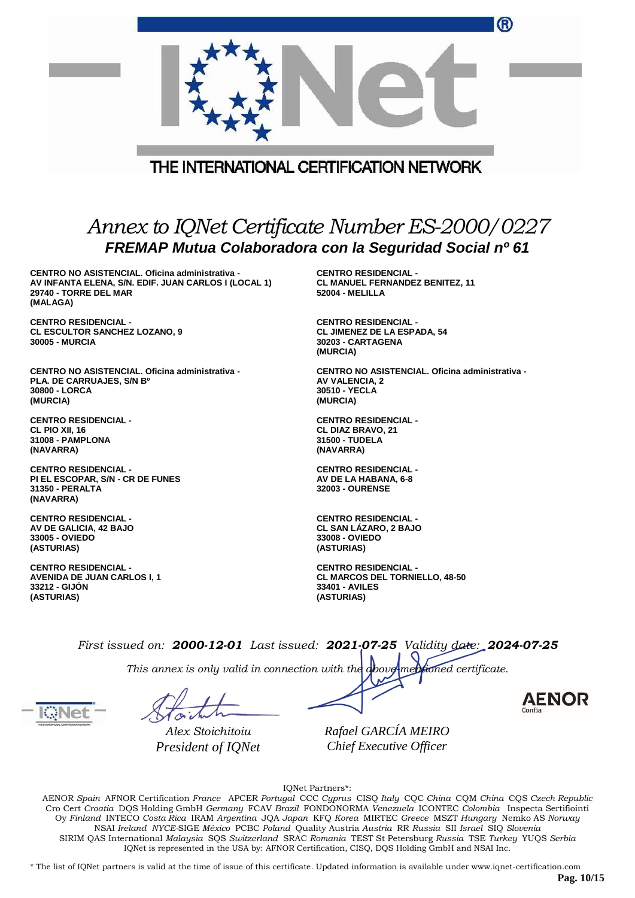THE INTERNATIONAL CERTIFICATION NETWORK

# *Annex to IQNet Certificate Number ES-2000/0227*

## ***FREMAP Mutua Colaboradora con la Seguridad Social nº 61***

**CENTRO NO ASISTENCIAL. Oficina administrativa -**
**AV INFANTA ELENA, S/N. EDIF. JUAN CARLOS I (LOCAL 1)**
**29740 - TORRE DEL MAR**
**(MALAGA)**

**CENTRO RESIDENCIAL -**
**CL MANUEL FERNANDEZ BENITEZ, 11**
**52004 - MELILLA**

**CENTRO RESIDENCIAL -**
**CL ESCULTOR SANCHEZ LOZANO, 9**
**30005 - MURCIA**

**CENTRO RESIDENCIAL -**
**CL JIMENEZ DE LA ESPADA, 54**
**30203 - CARTAGENA**
**(MURCIA)**

**CENTRO NO ASISTENCIAL. Oficina administrativa -**
**PLA. DE CARRUAJES, S/N Bº**
**30800 - LORCA**
**(MURCIA)**

**CENTRO NO ASISTENCIAL. Oficina administrativa -**
**AV VALENCIA, 2**
**30510 - YECLA**
**(MURCIA)**

**CENTRO RESIDENCIAL -**
**CL PIO XII, 16**
**31008 - PAMPLONA**
**(NAVARRA)**

**CENTRO RESIDENCIAL -**
**CL DIAZ BRAVO, 21**
**31500 - TUDELA**
**(NAVARRA)**

**CENTRO RESIDENCIAL -**
**PI EL ESCOPAR, S/N - CR DE FUNES**
**31350 - PERALTA**
**(NAVARRA)**

**CENTRO RESIDENCIAL -**
**AV DE LA HABANA, 6-8**
**32003 - OURENSE**

**CENTRO RESIDENCIAL -**
**AV DE GALICIA, 42 BAJO**
**33005 - OVIEDO**
**(ASTURIAS)**

**CENTRO RESIDENCIAL -**
**CL SAN LÁZARO, 2 BAJO**
**33008 - OVIEDO**
**(ASTURIAS)**

**CENTRO RESIDENCIAL -**
**AVENIDA DE JUAN CARLOS I, 1**
**33212 - GIJÓN**
**(ASTURIAS)**

**CENTRO RESIDENCIAL -**
**CL MARCOS DEL TORNIELLO, 48-50**
**33401 - AVILES**
**(ASTURIAS)**

*First issued on:* ***2000-12-01*** *Last issued:* ***2021-07-25*** *Validity date:* ***2024-07-25***

*This annex is only valid in connection with the above-mentioned certificate.*

*Alex Stoichitoiu*
*President of IQNet*

*Rafael GARCÍA MEIRO*
*Chief Executive Officer*

IQNet Partners*:

AENOR *Spain* AFNOR Certification *France* APCER *Portugal* CCC *Cyprus* CISQ *Italy* CQC *China* CQM *China* CQS *Czech Republic* Cro Cert *Croatia* DQS Holding GmbH *Germany* FCAV *Brazil* FONDONORMA *Venezuela* ICONTEC *Colombia* Inspecta Sertifiointi Oy *Finland* INTECO *Costa Rica* IRAM *Argentina* JQA *Japan* KFQ *Korea* MIRTEC *Greece* MSZT *Hungary* Nemko AS *Norway* NSAI *Ireland* *NYCE*-SIGE *México* PCBC *Poland* Quality Austria *Austria* RR *Russia* SII *Israel* SIQ *Slovenia* SIRIM QAS International *Malaysia* SQS *Switzerland* SRAC *Romania* TEST St Petersburg *Russia* TSE *Turkey* YUQS *Serbia*
IQNet is represented in the USA by: AFNOR Certification, CISQ, DQS Holding GmbH and NSAI Inc.

* The list of IQNet partners is valid at the time of issue of this certificate. Updated information is available under www.iqnet-certification.com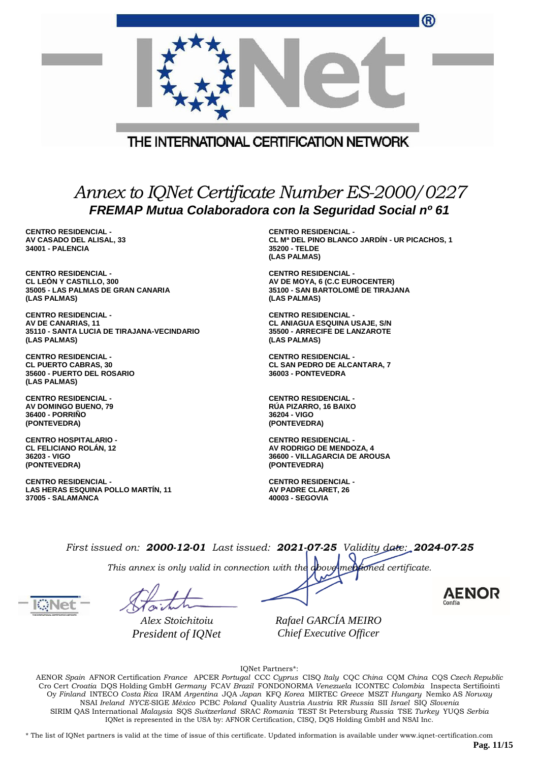THE INTERNATIONAL CERTIFICATION NETWORK

# *Annex to IQNet Certificate Number ES-2000/0227*

## *FREMAP Mutua Colaboradora con la Seguridad Social nº 61*

**CENTRO RESIDENCIAL -**
**AV CASADO DEL ALISAL, 33**
**34001 - PALENCIA**

**CENTRO RESIDENCIAL -**
**CL LEÓN Y CASTILLO, 300**
**35005 - LAS PALMAS DE GRAN CANARIA**
**(LAS PALMAS)**

**CENTRO RESIDENCIAL -**
**AV DE CANARIAS, 11**
**35110 - SANTA LUCIA DE TIRAJANA-VECINDARIO**
**(LAS PALMAS)**

**CENTRO RESIDENCIAL -**
**CL PUERTO CABRAS, 30**
**35600 - PUERTO DEL ROSARIO**
**(LAS PALMAS)**

**CENTRO RESIDENCIAL -**
**AV DOMINGO BUENO, 79**
**36400 - PORRIÑO**
**(PONTEVEDRA)**

**CENTRO HOSPITALARIO -**
**CL FELICIANO ROLÁN, 12**
**36203 - VIGO**
**(PONTEVEDRA)**

**CENTRO RESIDENCIAL -**
**LAS HERAS ESQUINA POLLO MARTÍN, 11**
**37005 - SALAMANCA**

**CENTRO RESIDENCIAL -**
**CL Mª DEL PINO BLANCO JARDÍN - UR PICACHOS, 1**
**35200 - TELDE**
**(LAS PALMAS)**

**CENTRO RESIDENCIAL -**
**AV DE MOYA, 6 (C.C EUROCENTER)**
**35100 - SAN BARTOLOMÉ DE TIRAJANA**
**(LAS PALMAS)**

**CENTRO RESIDENCIAL -**
**CL ANIAGUA ESQUINA USAJE, S/N**
**35500 - ARRECIFE DE LANZAROTE**
**(LAS PALMAS)**

**CENTRO RESIDENCIAL -**
**CL SAN PEDRO DE ALCANTARA, 7**
**36003 - PONTEVEDRA**

**CENTRO RESIDENCIAL -**
**RÚA PIZARRO, 16 BAIXO**
**36204 - VIGO**
**(PONTEVEDRA)**

**CENTRO RESIDENCIAL -**
**AV RODRIGO DE MENDOZA, 4**
**36600 - VILLAGARCIA DE AROUSA**
**(PONTEVEDRA)**

**CENTRO RESIDENCIAL -**
**AV PADRE CLARET, 26**
**40003 - SEGOVIA**

*First issued on:* ***2000-12-01*** *Last issued:* ***2021-07-25*** *Validity date:* ***2024-07-25***

*This annex is only valid in connection with the above-mentioned certificate.*

*Alex Stoichitoiu*
*President of IQNet*

*Rafael GARCÍA MEIRO*
*Chief Executive Officer*

AENOR Confía

IQNet Partners*:

AENOR *Spain* AFNOR Certification *France* APCER *Portugal* CCC *Cyprus* CISQ *Italy* CQC *China* CQM *China* CQS *Czech Republic* Cro Cert *Croatia* DQS Holding GmbH *Germany* FCAV *Brazil* FONDONORMA *Venezuela* ICONTEC *Colombia* Inspecta Sertifiointi Oy *Finland* INTECO *Costa Rica* IRAM *Argentina* JQA *Japan* KFQ *Korea* MIRTEC *Greece* MSZT *Hungary* Nemko AS *Norway* NSAI *Ireland* *NYCE*-SIGE *México* PCBC *Poland* Quality Austria *Austria* RR *Russia* SII *Israel* SIQ *Slovenia* SIRIM QAS International *Malaysia* SQS *Switzerland* SRAC *Romania* TEST St Petersburg *Russia* TSE *Turkey* YUQS *Serbia* IQNet is represented in the USA by: AFNOR Certification, CISQ, DQS Holding GmbH and NSAI Inc.

\* The list of IQNet partners is valid at the time of issue of this certificate. Updated information is available under www.iqnet-certification.com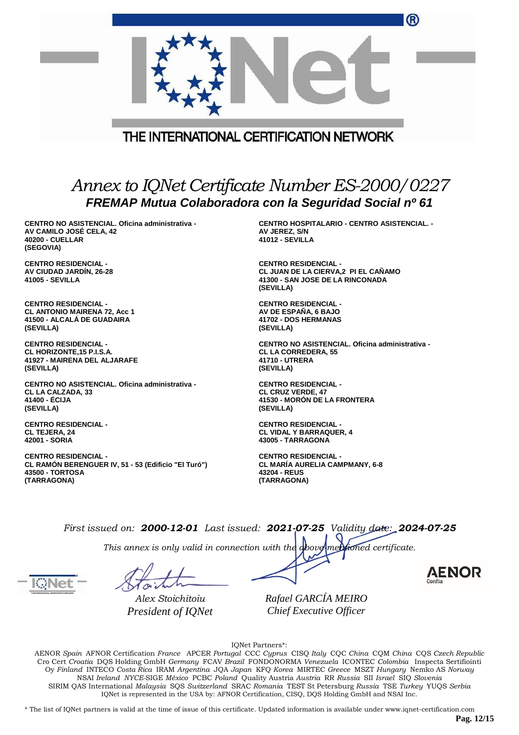THE INTERNATIONAL CERTIFICATION NETWORK

# *Annex to IQNet Certificate Number ES-2000/0227*

## ***FREMAP Mutua Colaboradora con la Seguridad Social nº 61***

**CENTRO NO ASISTENCIAL. Oficina administrativa -**
**AV CAMILO JOSÉ CELA, 42**
**40200 - CUELLAR**
**(SEGOVIA)**

**CENTRO HOSPITALARIO - CENTRO ASISTENCIAL. -**
**AV JEREZ, S/N**
**41012 - SEVILLA**

**CENTRO RESIDENCIAL -**
**AV CIUDAD JARDÍN, 26-28**
**41005 - SEVILLA**

**CENTRO RESIDENCIAL -**
**CL JUAN DE LA CIERVA,2 PI EL CAÑAMO**
**41300 - SAN JOSE DE LA RINCONADA**
**(SEVILLA)**

**CENTRO RESIDENCIAL -**
**CL ANTONIO MAIRENA 72, Acc 1**
**41500 - ALCALÁ DE GUADAIRA**
**(SEVILLA)**

**CENTRO RESIDENCIAL -**
**AV DE ESPAÑA, 6 BAJO**
**41702 - DOS HERMANAS**
**(SEVILLA)**

**CENTRO RESIDENCIAL -**
**CL HORIZONTE,15 P.I.S.A.**
**41927 - MAIRENA DEL ALJARAFE**
**(SEVILLA)**

**CENTRO NO ASISTENCIAL. Oficina administrativa -**
**CL LA CORREDERA, 55**
**41710 - UTRERA**
**(SEVILLA)**

**CENTRO NO ASISTENCIAL. Oficina administrativa -**
**CL LA CALZADA, 33**
**41400 - ÉCIJA**
**(SEVILLA)**

**CENTRO RESIDENCIAL -**
**CL CRUZ VERDE, 47**
**41530 - MORÓN DE LA FRONTERA**
**(SEVILLA)**

**CENTRO RESIDENCIAL -**
**CL TEJERA, 24**
**42001 - SORIA**

**CENTRO RESIDENCIAL -**
**CL VIDAL Y BARRAQUER, 4**
**43005 - TARRAGONA**

**CENTRO RESIDENCIAL -**
**CL RAMÓN BERENGUER IV, 51 - 53 (Edificio "El Turó")**
**43500 - TORTOSA**
**(TARRAGONA)**

**CENTRO RESIDENCIAL -**
**CL MARÍA AURELIA CAMPMANY, 6-8**
**43204 - REUS**
**(TARRAGONA)**

*First issued on:* ***2000-12-01*** *Last issued:* ***2021-07-25*** *Validity date:* ***2024-07-25***

*This annex is only valid in connection with the above-mentioned certificate.*

*Alex Stoichitoiu*
*President of IQNet*

*Rafael GARCÍA MEIRO*
*Chief Executive Officer*

AENOR Confía

IQNet Partners*:

AENOR *Spain* AFNOR Certification *France* APCER *Portugal* CCC *Cyprus* CISQ *Italy* CQC *China* CQM *China* CQS *Czech Republic* Cro Cert *Croatia* DQS Holding GmbH *Germany* FCAV *Brazil* FONDONORMA *Venezuela* ICONTEC *Colombia* Inspecta Sertifiointi Oy *Finland* INTECO *Costa Rica* IRAM *Argentina* JQA *Japan* KFQ *Korea* MIRTEC *Greece* MSZT *Hungary* Nemko AS *Norway* NSAI *Ireland* *NYCE*-SIGE *México* PCBC *Poland* Quality Austria *Austria* RR *Russia* SII *Israel* SIQ *Slovenia* SIRIM QAS International *Malaysia* SQS *Switzerland* SRAC *Romania* TEST St Petersburg *Russia* TSE *Turkey* YUQS *Serbia*
IQNet is represented in the USA by: AFNOR Certification, CISQ, DQS Holding GmbH and NSAI Inc.

\* The list of IQNet partners is valid at the time of issue of this certificate. Updated information is available under www.iqnet-certification.com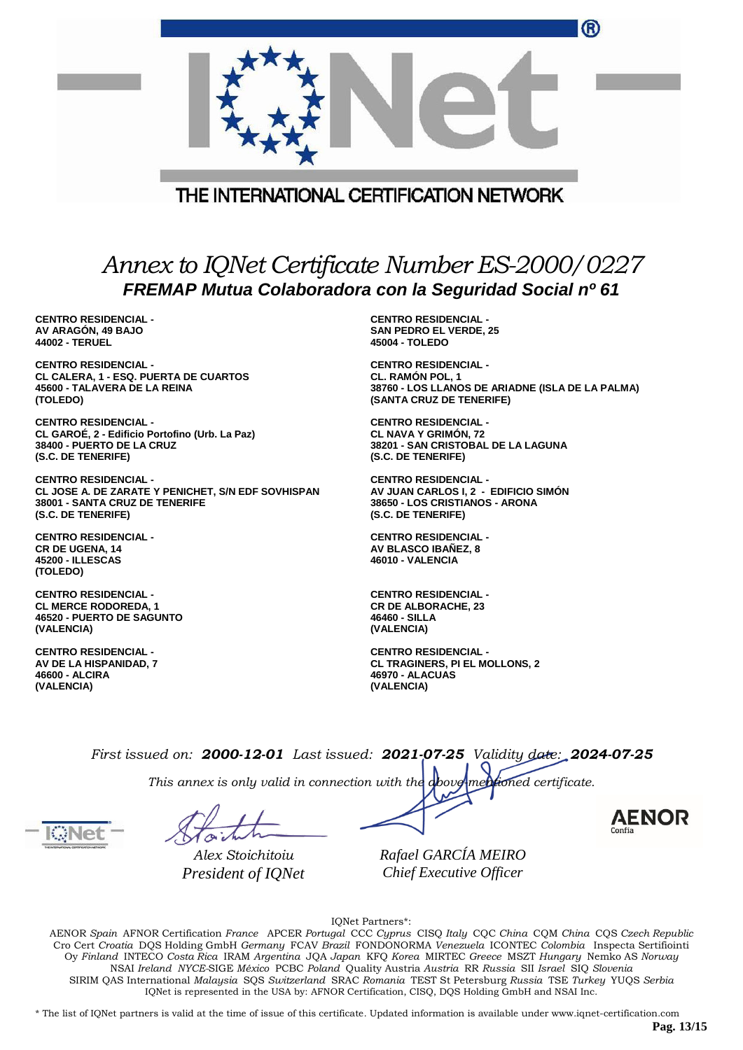THE INTERNATIONAL CERTIFICATION NETWORK

# *Annex to IQNet Certificate Number ES-2000/0227*

## *FREMAP Mutua Colaboradora con la Seguridad Social nº 61*

**CENTRO RESIDENCIAL -**
**AV ARAGÓN, 49 BAJO**
**44002 - TERUEL**

**CENTRO RESIDENCIAL -**
**CL CALERA, 1 - ESQ. PUERTA DE CUARTOS**
**45600 - TALAVERA DE LA REINA**
**(TOLEDO)**

**CENTRO RESIDENCIAL -**
**CL GAROÉ, 2 - Edificio Portofino (Urb. La Paz)**
**38400 - PUERTO DE LA CRUZ**
**(S.C. DE TENERIFE)**

**CENTRO RESIDENCIAL -**
**CL JOSE A. DE ZARATE Y PENICHET, S/N EDF SOVHISPAN**
**38001 - SANTA CRUZ DE TENERIFE**
**(S.C. DE TENERIFE)**

**CENTRO RESIDENCIAL -**
**CR DE UGENA, 14**
**45200 - ILLESCAS**
**(TOLEDO)**

**CENTRO RESIDENCIAL -**
**CL MERCE RODOREDA, 1**
**46520 - PUERTO DE SAGUNTO**
**(VALENCIA)**

**CENTRO RESIDENCIAL -**
**AV DE LA HISPANIDAD, 7**
**46600 - ALCIRA**
**(VALENCIA)**

**CENTRO RESIDENCIAL -**
**SAN PEDRO EL VERDE, 25**
**45004 - TOLEDO**

**CENTRO RESIDENCIAL -**
**CL. RAMÓN POL, 1**
**38760 - LOS LLANOS DE ARIADNE (ISLA DE LA PALMA)**
**(SANTA CRUZ DE TENERIFE)**

**CENTRO RESIDENCIAL -**
**CL NAVA Y GRIMÓN, 72**
**38201 - SAN CRISTOBAL DE LA LAGUNA**
**(S.C. DE TENERIFE)**

**CENTRO RESIDENCIAL -**
**AV JUAN CARLOS I, 2 - EDIFICIO SIMÓN**
**38650 - LOS CRISTIANOS - ARONA**
**(S.C. DE TENERIFE)**

**CENTRO RESIDENCIAL -**
**AV BLASCO IBAÑEZ, 8**
**46010 - VALENCIA**

**CENTRO RESIDENCIAL -**
**CR DE ALBORACHE, 23**
**46460 - SILLA**
**(VALENCIA)**

**CENTRO RESIDENCIAL -**
**CL TRAGINERS, PI EL MOLLONS, 2**
**46970 - ALACUAS**
**(VALENCIA)**

*First issued on:* ***2000-12-01*** *Last issued:* ***2021-07-25*** *Validity date:* ***2024-07-25***

*This annex is only valid in connection with the above-mentioned certificate.*

*Alex Stoichitoiu*
*President of IQNet*

*Rafael GARCÍA MEIRO*
*Chief Executive Officer*

AENOR Confía

IQNet Partners*:

AENOR *Spain* AFNOR Certification *France* APCER *Portugal* CCC *Cyprus* CISQ *Italy* CQC *China* CQM *China* CQS *Czech Republic* Cro Cert *Croatia* DQS Holding GmbH *Germany* FCAV *Brazil* FONDONORMA *Venezuela* ICONTEC *Colombia* Inspecta Sertifiointi Oy *Finland* INTECO *Costa Rica* IRAM *Argentina* JQA *Japan* KFQ *Korea* MIRTEC *Greece* MSZT *Hungary* Nemko AS *Norway* NSAI *Ireland* *NYCE*-SIGE *México* PCBC *Poland* Quality Austria *Austria* RR *Russia* SII *Israel* SIQ *Slovenia* SIRIM QAS International *Malaysia* SQS *Switzerland* SRAC *Romania* TEST St Petersburg *Russia* TSE *Turkey* YUQS *Serbia*
IQNet is represented in the USA by: AFNOR Certification, CISQ, DQS Holding GmbH and NSAI Inc.

* The list of IQNet partners is valid at the time of issue of this certificate. Updated information is available under www.iqnet-certification.com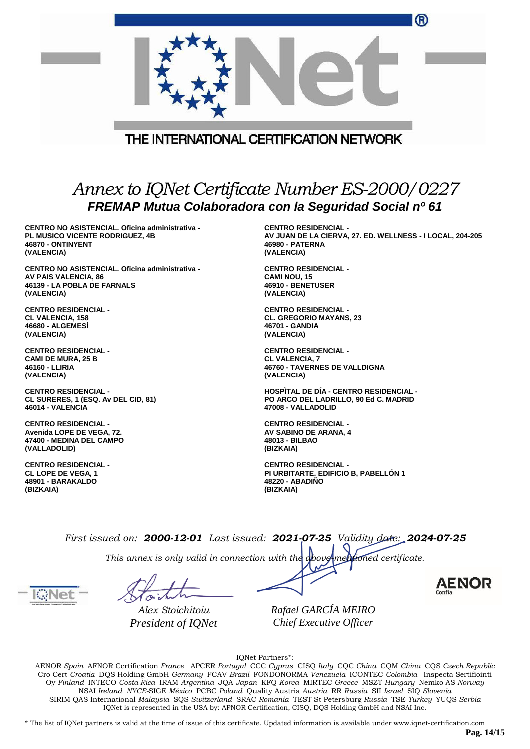THE INTERNATIONAL CERTIFICATION NETWORK

# *Annex to IQNet Certificate Number ES-2000/0227*

## *FREMAP Mutua Colaboradora con la Seguridad Social nº 61*

**CENTRO NO ASISTENCIAL. Oficina administrativa -**
**PL MUSICO VICENTE RODRIGUEZ, 4B**
**46870 - ONTINYENT**
**(VALENCIA)**

**CENTRO NO ASISTENCIAL. Oficina administrativa -**
**AV PAIS VALENCIA, 86**
**46139 - LA POBLA DE FARNALS**
**(VALENCIA)**

**CENTRO RESIDENCIAL -**
**CL VALENCIA, 158**
**46680 - ALGEMESÍ**
**(VALENCIA)**

**CENTRO RESIDENCIAL -**
**CAMI DE MURA, 25 B**
**46160 - LLIRIA**
**(VALENCIA)**

**CENTRO RESIDENCIAL -**
**CL SURERES, 1 (ESQ. Av DEL CID, 81)**
**46014 - VALENCIA**

**CENTRO RESIDENCIAL -**
**Avenida LOPE DE VEGA, 72.**
**47400 - MEDINA DEL CAMPO**
**(VALLADOLID)**

**CENTRO RESIDENCIAL -**
**CL LOPE DE VEGA, 1**
**48901 - BARAKALDO**
**(BIZKAIA)**

**CENTRO RESIDENCIAL -**
**AV JUAN DE LA CIERVA, 27. ED. WELLNESS - I LOCAL, 204-205**
**46980 - PATERNA**
**(VALENCIA)**

**CENTRO RESIDENCIAL -**
**CAMI NOU, 15**
**46910 - BENETUSER**
**(VALENCIA)**

**CENTRO RESIDENCIAL -**
**CL. GREGORIO MAYANS, 23**
**46701 - GANDIA**
**(VALENCIA)**

**CENTRO RESIDENCIAL -**
**CL VALENCIA, 7**
**46760 - TAVERNES DE VALLDIGNA**
**(VALENCIA)**

**HOSPÌTAL DE DÍA - CENTRO RESIDENCIAL -**
**PO ARCO DEL LADRILLO, 90 Ed C. MADRID**
**47008 - VALLADOLID**

**CENTRO RESIDENCIAL -**
**AV SABINO DE ARANA, 4**
**48013 - BILBAO**
**(BIZKAIA)**

**CENTRO RESIDENCIAL -**
**PI URBITARTE. EDIFICIO B, PABELLÓN 1**
**48220 - ABADIÑO**
**(BIZKAIA)**

*First issued on:* ***2000-12-01*** *Last issued:* ***2021-07-25*** *Validity date:* ***2024-07-25***

*This annex is only valid in connection with the above-mentioned certificate.*

*Alex Stoichitoiu*
*President of IQNet*

*Rafael GARCÍA MEIRO*
*Chief Executive Officer*

AENOR Confía

IQNet Partners*:

AENOR *Spain* AFNOR Certification *France* APCER *Portugal* CCC *Cyprus* CISQ *Italy* CQC *China* CQM *China* CQS *Czech Republic* Cro Cert *Croatia* DQS Holding GmbH *Germany* FCAV *Brazil* FONDONORMA *Venezuela* ICONTEC *Colombia* Inspecta Sertifiointi Oy *Finland* INTECO *Costa Rica* IRAM *Argentina* JQA *Japan* KFQ *Korea* MIRTEC *Greece* MSZT *Hungary* Nemko AS *Norway* NSAI *Ireland* *NYCE*-SIGE *México* PCBC *Poland* Quality Austria *Austria* RR *Russia* SII *Israel* SIQ *Slovenia* SIRIM QAS International *Malaysia* SQS *Switzerland* SRAC *Romania* TEST St Petersburg *Russia* TSE *Turkey* YUQS *Serbia* IQNet is represented in the USA by: AFNOR Certification, CISQ, DQS Holding GmbH and NSAI Inc.

\* The list of IQNet partners is valid at the time of issue of this certificate. Updated information is available under www.iqnet-certification.com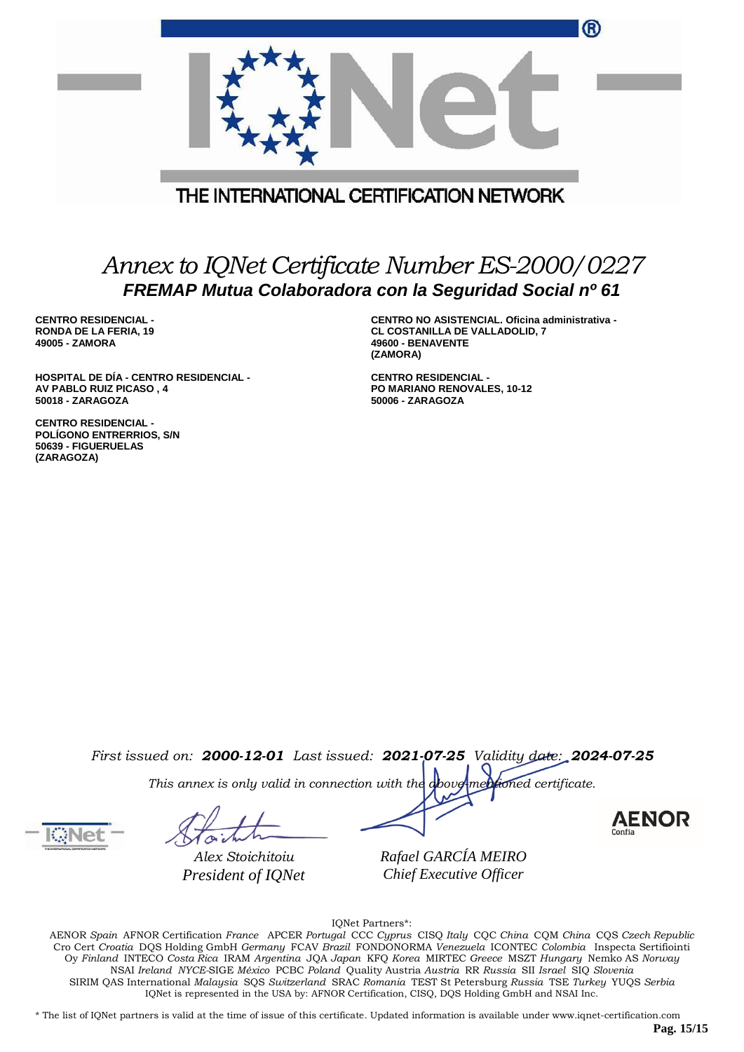THE INTERNATIONAL CERTIFICATION NETWORK

# *Annex to IQNet Certificate Number ES-2000/0227*

## ***FREMAP Mutua Colaboradora con la Seguridad Social nº 61***

**CENTRO RESIDENCIAL -**
**RONDA DE LA FERIA, 19**
**49005 - ZAMORA**

**HOSPITAL DE DÍA - CENTRO RESIDENCIAL -**
**AV PABLO RUIZ PICASO , 4**
**50018 - ZARAGOZA**

**CENTRO RESIDENCIAL -**
**POLÍGONO ENTRERRIOS, S/N**
**50639 - FIGUERUELAS**
**(ZARAGOZA)**

**CENTRO NO ASISTENCIAL. Oficina administrativa -**
**CL COSTANILLA DE VALLADOLID, 7**
**49600 - BENAVENTE**
**(ZAMORA)**

**CENTRO RESIDENCIAL -**
**PO MARIANO RENOVALES, 10-12**
**50006 - ZARAGOZA**

*First issued on:* ***2000-12-01*** *Last issued:* ***2021-07-25*** *Validity date:* ***2024-07-25***

*This annex is only valid in connection with the above-mentioned certificate.*

*Alex Stoichitoiu*
*President of IQNet*

*Rafael GARCÍA MEIRO*
*Chief Executive Officer*

AENOR Confía

IQNet Partners*:

AENOR *Spain* AFNOR Certification *France* APCER *Portugal* CCC *Cyprus* CISQ *Italy* CQC *China* CQM *China* CQS *Czech Republic* Cro Cert *Croatia* DQS Holding GmbH *Germany* FCAV *Brazil* FONDONORMA *Venezuela* ICONTEC *Colombia* Inspecta Sertifiointi Oy *Finland* INTECO *Costa Rica* IRAM *Argentina* JQA *Japan* KFQ *Korea* MIRTEC *Greece* MSZT *Hungary* Nemko AS *Norway* NSAI *Ireland* *NYCE*-SIGE *México* PCBC *Poland* Quality Austria *Austria* RR *Russia* SII *Israel* SIQ *Slovenia* SIRIM QAS International *Malaysia* SQS *Switzerland* SRAC *Romania* TEST St Petersburg *Russia* TSE *Turkey* YUQS *Serbia*
IQNet is represented in the USA by: AFNOR Certification, CISQ, DQS Holding GmbH and NSAI Inc.

\* The list of IQNet partners is valid at the time of issue of this certificate. Updated information is available under www.iqnet-certification.com